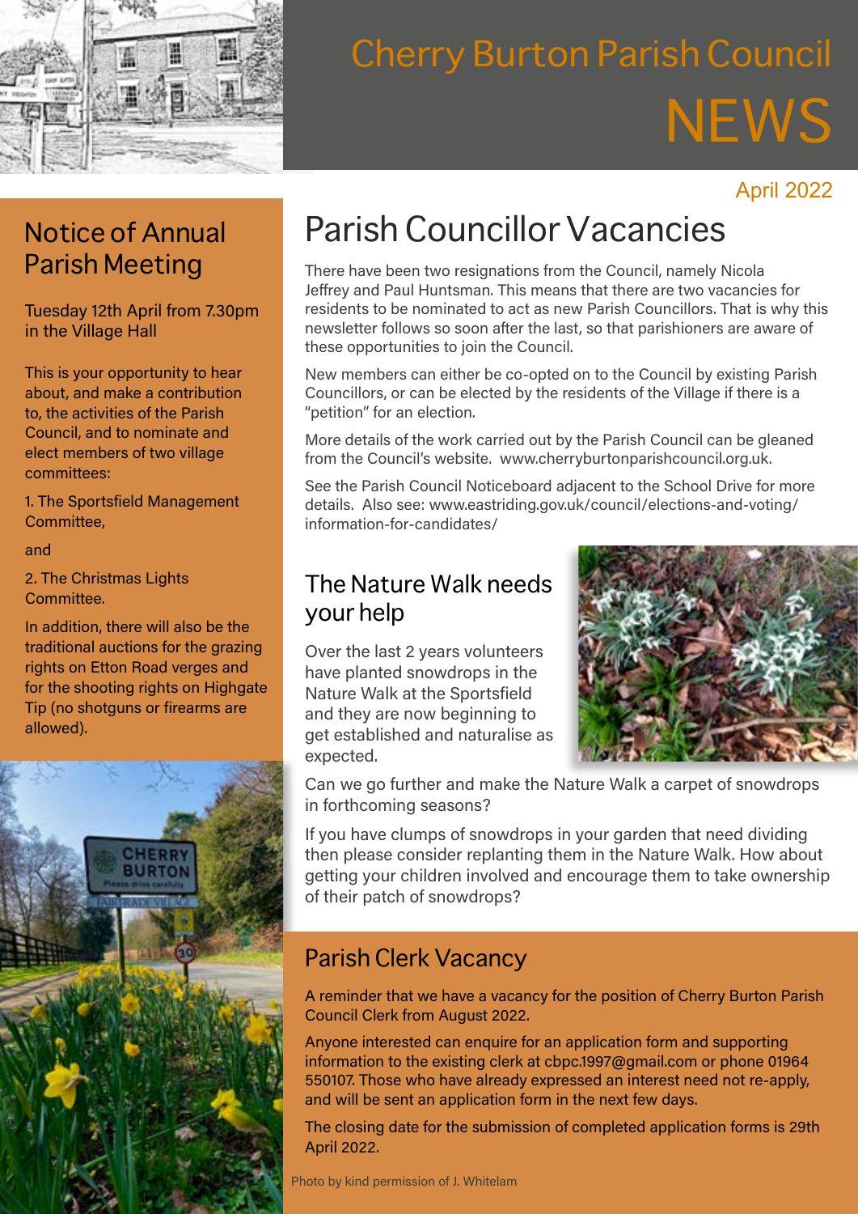# Cherry Burton Parish Council NEWS

April 2022

## Notice of Annual Parish Meeting

Tuesday 12th April from 7.30pm in the Village Hall

This is your opportunity to hear about, and make a contribution to, the activities of the Parish Council, and to nominate and elect members of two village committees:

1. The Sportsfield Management Committee,

and

2. The Christmas Lights Committee.

In addition, there will also be the traditional auctions for the grazing rights on Etton Road verges and for the shooting rights on Highgate Tip (no shotguns or firearms are allowed).

## Parish Councillor Vacancies

There have been two resignations from the Council, namely Nicola Jeffrey and Paul Huntsman. This means that there are two vacancies for residents to be nominated to act as new Parish Councillors. That is why this newsletter follows so soon after the last, so that parishioners are aware of these opportunities to join the Council.

New members can either be co-opted on to the Council by existing Parish Councillors, or can be elected by the residents of the Village if there is a "petition" for an election.

More details of the work carried out by the Parish Council can be gleaned from the Council's website. www.cherryburtonparishcouncil.org.uk.

See the Parish Council Noticeboard adjacent to the School Drive for more details. Also see: www.eastriding.gov.uk/council/elections-and-voting/information-for-candidates/

## The Nature Walk needs your help

Over the last 2 years volunteers have planted snowdrops in the Nature Walk at the Sportsfield and they are now beginning to get established and naturalise as expected.

Can we go further and make the Nature Walk a carpet of snowdrops in forthcoming seasons?

If you have clumps of snowdrops in your garden that need dividing then please consider replanting them in the Nature Walk. How about getting your children involved and encourage them to take ownership of their patch of snowdrops?

## Parish Clerk Vacancy

A reminder that we have a vacancy for the position of Cherry Burton Parish Council Clerk from August 2022.

Anyone interested can enquire for an application form and supporting information to the existing clerk at cbpc.1997@gmail.com or phone 01964 550107. Those who have already expressed an interest need not re-apply, and will be sent an application form in the next few days.

The closing date for the submission of completed application forms is 29th April 2022.

Photo by kind permission of J. Whitelam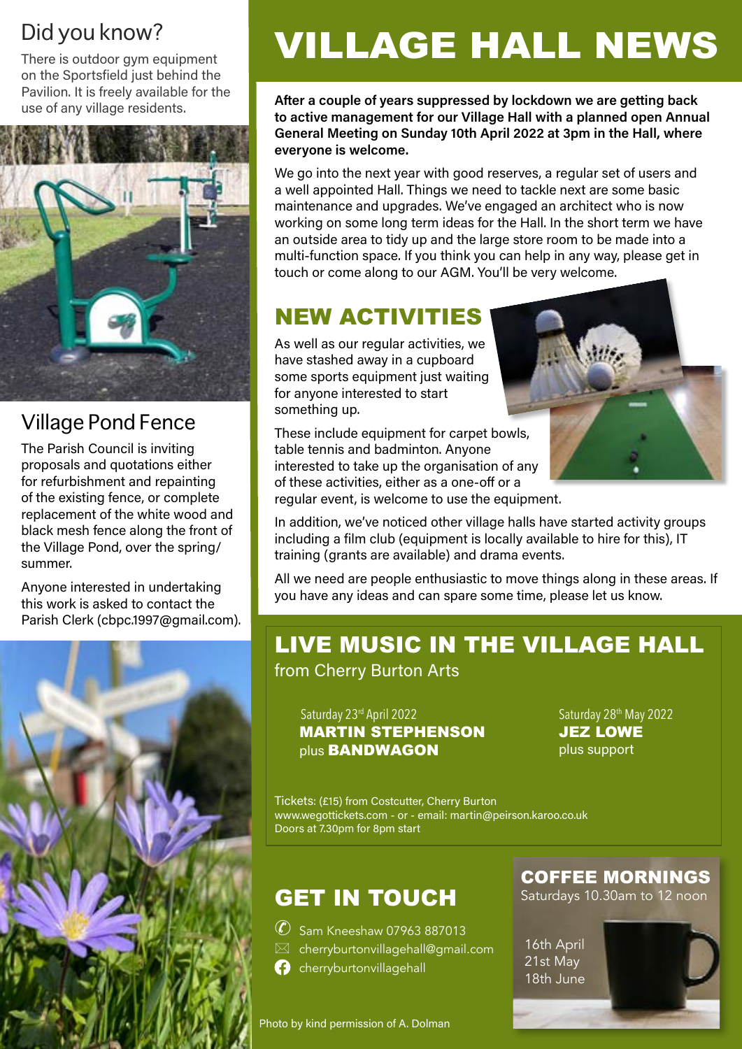## Did you know?

There is outdoor gym equipment on the Sportsfield just behind the Pavilion. It is freely available for the use of any village residents.

## Village Pond Fence

The Parish Council is inviting proposals and quotations either for refurbishment and repainting of the existing fence, or complete replacement of the white wood and black mesh fence along the front of the Village Pond, over the spring/summer.

Anyone interested in undertaking this work is asked to contact the Parish Clerk (cbpc.1997@gmail.com).

# VILLAGE HALL NEWS

**After a couple of years suppressed by lockdown we are getting back to active management for our Village Hall with a planned open Annual General Meeting on Sunday 10th April 2022 at 3pm in the Hall, where everyone is welcome.**

We go into the next year with good reserves, a regular set of users and a well appointed Hall. Things we need to tackle next are some basic maintenance and upgrades. We've engaged an architect who is now working on some long term ideas for the Hall. In the short term we have an outside area to tidy up and the large store room to be made into a multi-function space. If you think you can help in any way, please get in touch or come along to our AGM. You'll be very welcome.

## NEW ACTIVITIES

As well as our regular activities, we have stashed away in a cupboard some sports equipment just waiting for anyone interested to start something up.

These include equipment for carpet bowls, table tennis and badminton. Anyone interested to take up the organisation of any of these activities, either as a one-off or a regular event, is welcome to use the equipment.

In addition, we've noticed other village halls have started activity groups including a film club (equipment is locally available to hire for this), IT training (grants are available) and drama events.

All we need are people enthusiastic to move things along in these areas. If you have any ideas and can spare some time, please let us know.

## LIVE MUSIC IN THE VILLAGE HALL

from Cherry Burton Arts

Saturday 23rd April 2022
**MARTIN STEPHENSON**
plus **BANDWAGON**

Saturday 28th May 2022
**JEZ LOWE**
plus support

Tickets: (£15) from Costcutter, Cherry Burton
www.wegottickets.com - or - email: martin@peirson.karoo.co.uk
Doors at 7.30pm for 8pm start

## GET IN TOUCH

Sam Kneeshaw 07963 887013
cherryburtonvillagehall@gmail.com
cherryburtonvillagehall

## COFFEE MORNINGS

Saturdays 10.30am to 12 noon

16th April
21st May
18th June

Photo by kind permission of A. Dolman